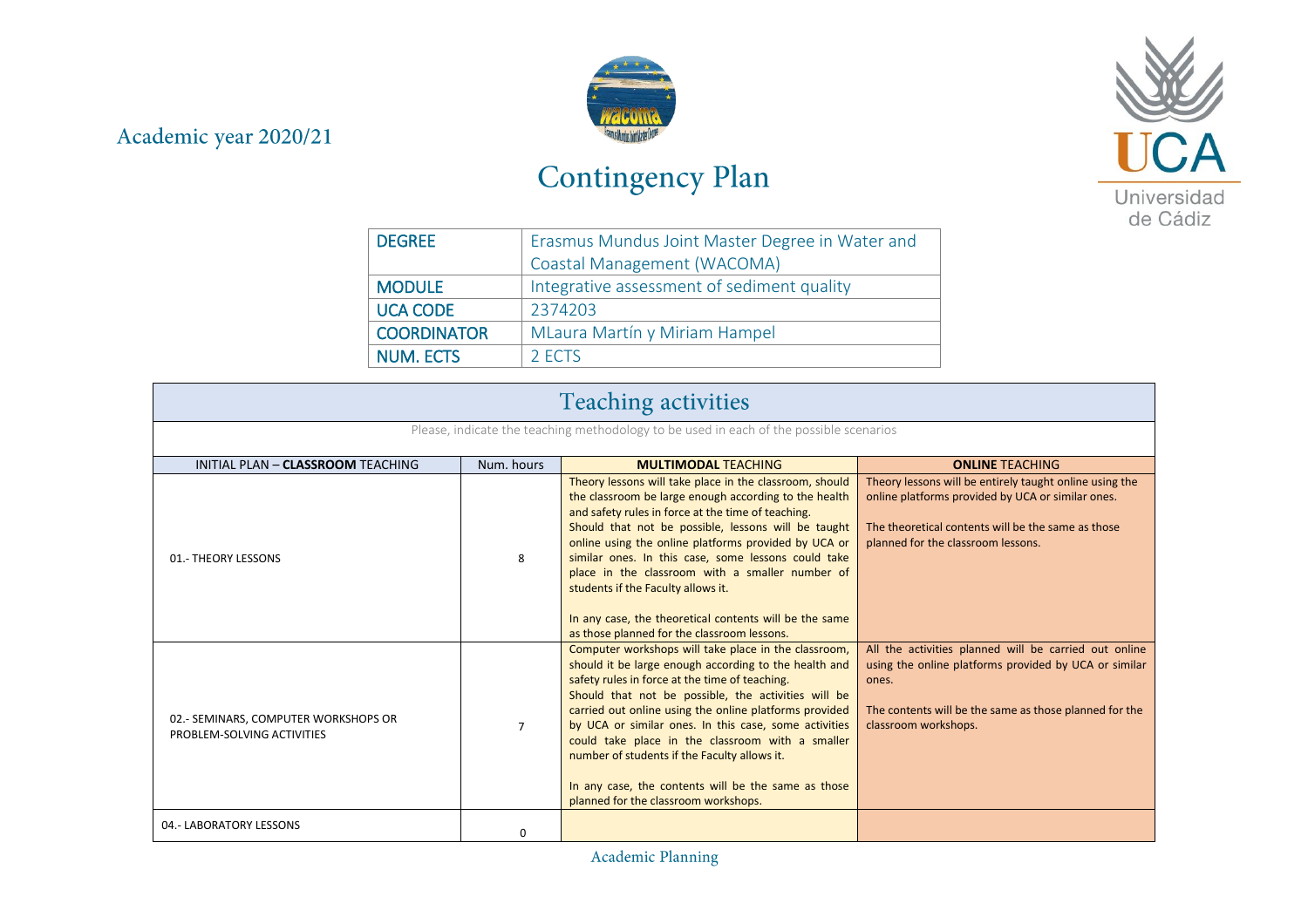Academic year 2020/21

# Contingency Plan

| | |
|---|---|
| DEGREE | Erasmus Mundus Joint Master Degree in Water and Coastal Management (WACOMA) |
| MODULE | Integrative assessment of sediment quality |
| UCA CODE | 2374203 |
| COORDINATOR | MLaura Martín y Miriam Hampel |
| NUM. ECTS | 2 ECTS |

## Teaching activities

Please, indicate the teaching methodology to be used in each of the possible scenarios

| INITIAL PLAN – **CLASSROOM** TEACHING | Num. hours | **MULTIMODAL** TEACHING | **ONLINE** TEACHING |
|---|---|---|---|
| 01.- THEORY LESSONS | 8 | Theory lessons will take place in the classroom, should the classroom be large enough according to the health and safety rules in force at the time of teaching.<br>Should that not be possible, lessons will be taught online using the online platforms provided by UCA or similar ones. In this case, some lessons could take place in the classroom with a smaller number of students if the Faculty allows it.<br><br>In any case, the theoretical contents will be the same as those planned for the classroom lessons. | Theory lessons will be entirely taught online using the online platforms provided by UCA or similar ones.<br><br>The theoretical contents will be the same as those planned for the classroom lessons. |
| 02.- SEMINARS, COMPUTER WORKSHOPS OR PROBLEM-SOLVING ACTIVITIES | 7 | Computer workshops will take place in the classroom, should it be large enough according to the health and safety rules in force at the time of teaching.<br>Should that not be possible, the activities will be carried out online using the online platforms provided by UCA or similar ones. In this case, some activities could take place in the classroom with a smaller number of students if the Faculty allows it.<br><br>In any case, the contents will be the same as those planned for the classroom workshops. | All the activities planned will be carried out online using the online platforms provided by UCA or similar ones.<br><br>The contents will be the same as those planned for the classroom workshops. |
| 04.- LABORATORY LESSONS | 0 | | |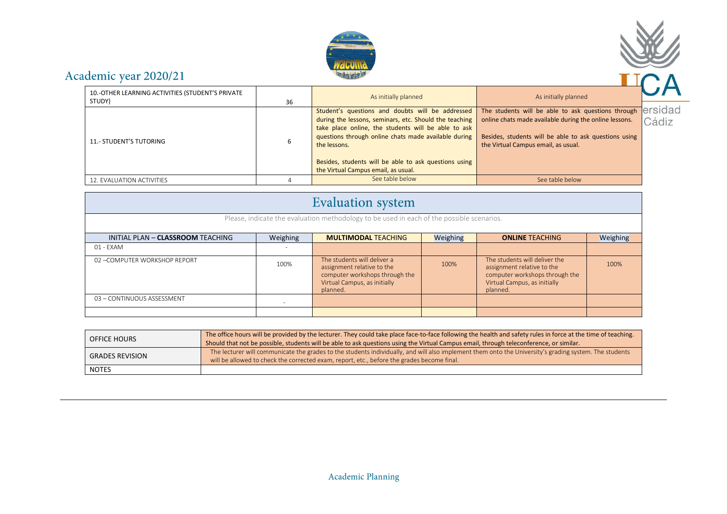# Academic year 2020/21

| | | | |
|---|---|---|---|
| 10.-OTHER LEARNING ACTIVITIES (STUDENT'S PRIVATE STUDY) | 36 | As initially planned | As initially planned |
| 11.- STUDENT'S TUTORING | 6 | Student's questions and doubts will be addressed during the lessons, seminars, etc. Should the teaching take place online, the students will be able to ask questions through online chats made available during the lessons. Besides, students will be able to ask questions using the Virtual Campus email, as usual. | The students will be able to ask questions through online chats made available during the online lessons. Besides, students will be able to ask questions using the Virtual Campus email, as usual. |
| 12. EVALUATION ACTIVITIES | 4 | See table below | See table below |

## Evaluation system

Please, indicate the evaluation methodology to be used in each of the possible scenarios.

| INITIAL PLAN – **CLASSROOM** TEACHING | Weighing | **MULTIMODAL** TEACHING | Weighing | **ONLINE** TEACHING | Weighing |
|---|---|---|---|---|---|
| 01 - EXAM | - | | | | |
| 02 –COMPUTER WORKSHOP REPORT | 100% | The students will deliver a assignment relative to the computer workshops through the Virtual Campus, as initially planned. | 100% | The students will deliver the assignment relative to the computer workshops through the Virtual Campus, as initially planned. | 100% |
| 03 – CONTINUOUS ASSESSMENT | - | | | | |
| | | | | | |

| | |
|---|---|
| OFFICE HOURS | The office hours will be provided by the lecturer. They could take place face-to-face following the health and safety rules in force at the time of teaching. Should that not be possible, students will be able to ask questions using the Virtual Campus email, through teleconference, or similar. |
| GRADES REVISION | The lecturer will communicate the grades to the students individually, and will also implement them onto the University's grading system. The students will be allowed to check the corrected exam, report, etc., before the grades become final. |
| NOTES | |